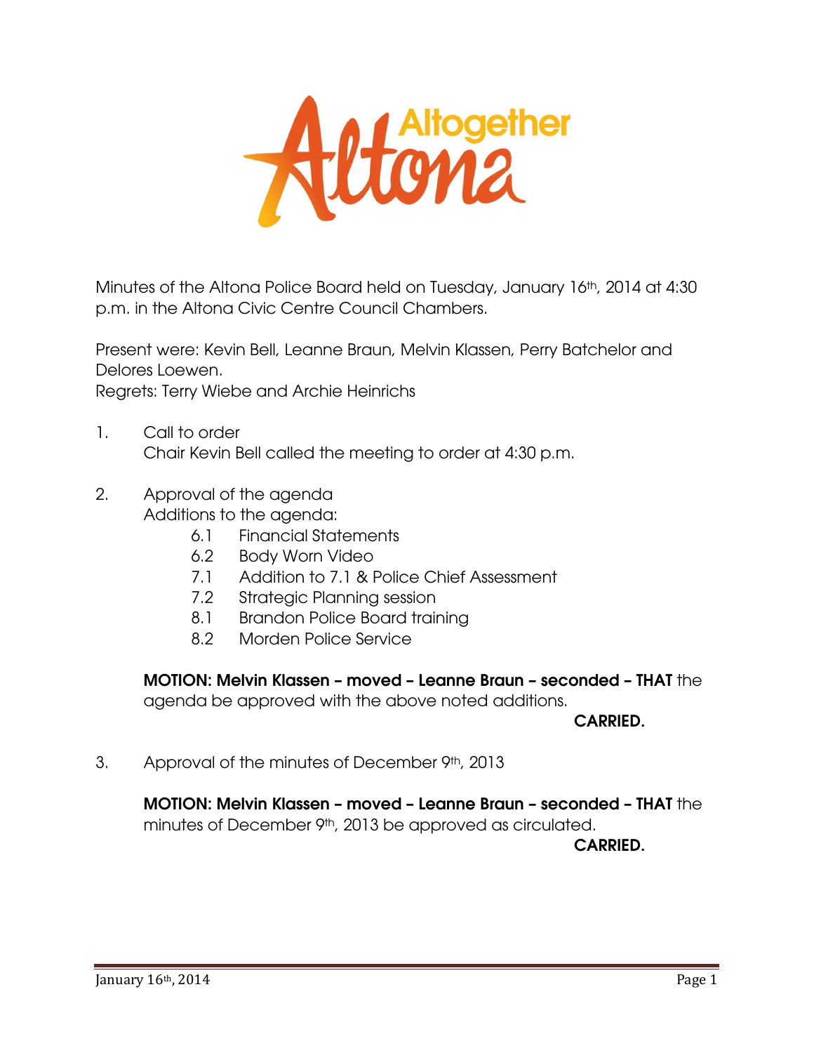Minutes of the Altona Police Board held on Tuesday, January 16th, 2014 at 4:30 p.m. in the Altona Civic Centre Council Chambers.

Present were: Kevin Bell, Leanne Braun, Melvin Klassen, Perry Batchelor and Delores Loewen.
Regrets: Terry Wiebe and Archie Heinrichs

1. Call to order
   Chair Kevin Bell called the meeting to order at 4:30 p.m.

2. Approval of the agenda
   Additions to the agenda:
   - 6.1 Financial Statements
   - 6.2 Body Worn Video
   - 7.1 Addition to 7.1 & Police Chief Assessment
   - 7.2 Strategic Planning session
   - 8.1 Brandon Police Board training
   - 8.2 Morden Police Service

   **MOTION: Melvin Klassen – moved – Leanne Braun – seconded – THAT** the agenda be approved with the above noted additions.

   **CARRIED.**

3. Approval of the minutes of December 9th, 2013

   **MOTION: Melvin Klassen – moved – Leanne Braun – seconded – THAT** the minutes of December 9th, 2013 be approved as circulated.

   **CARRIED.**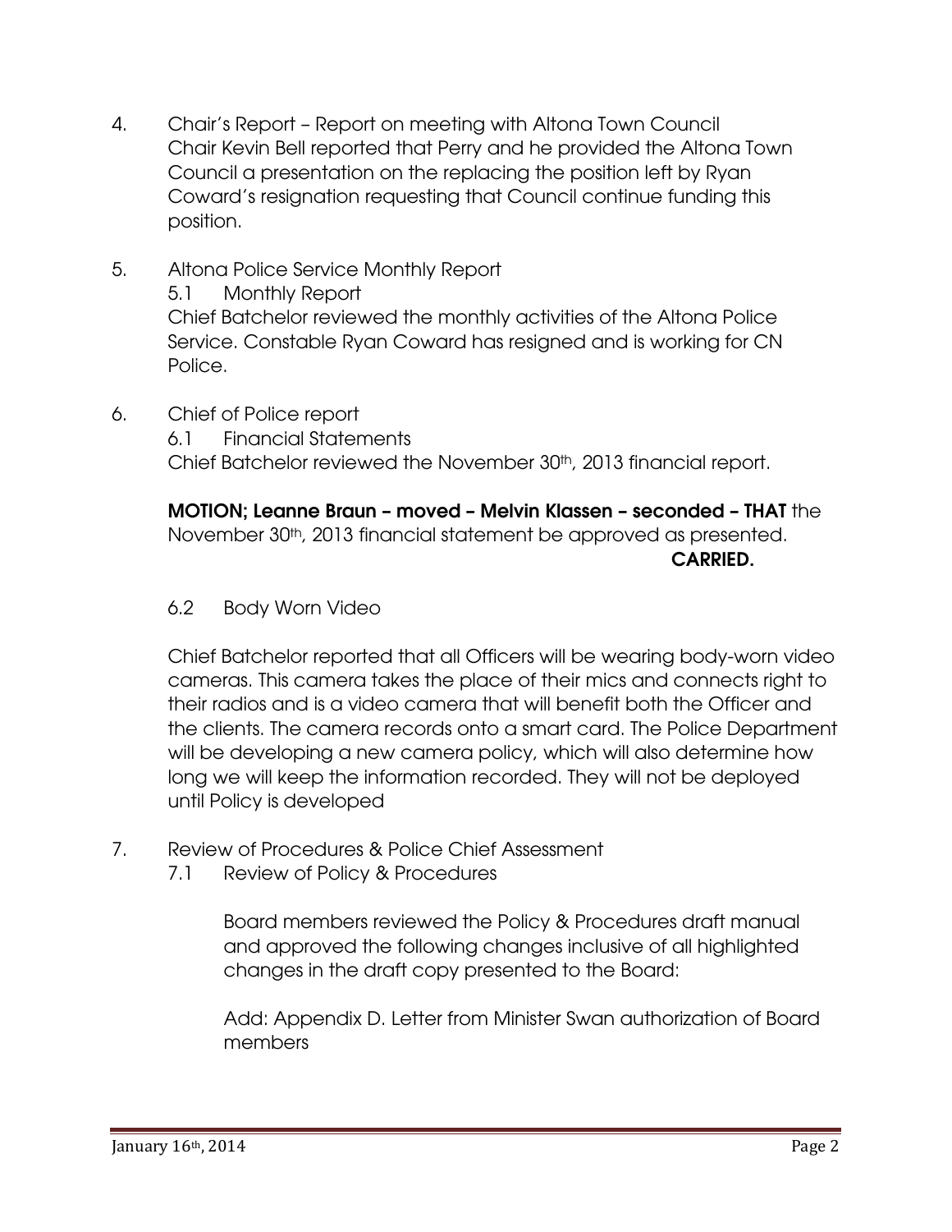4. Chair's Report – Report on meeting with Altona Town Council
   Chair Kevin Bell reported that Perry and he provided the Altona Town Council a presentation on the replacing the position left by Ryan Coward's resignation requesting that Council continue funding this position.

5. Altona Police Service Monthly Report
   5.1 Monthly Report
   Chief Batchelor reviewed the monthly activities of the Altona Police Service. Constable Ryan Coward has resigned and is working for CN Police.

6. Chief of Police report
   6.1 Financial Statements
   Chief Batchelor reviewed the November 30th, 2013 financial report.

   **MOTION; Leanne Braun – moved – Melvin Klassen – seconded – THAT** the November 30th, 2013 financial statement be approved as presented.
   **CARRIED.**

   6.2 Body Worn Video

   Chief Batchelor reported that all Officers will be wearing body-worn video cameras. This camera takes the place of their mics and connects right to their radios and is a video camera that will benefit both the Officer and the clients. The camera records onto a smart card. The Police Department will be developing a new camera policy, which will also determine how long we will keep the information recorded. They will not be deployed until Policy is developed

7. Review of Procedures & Police Chief Assessment
   7.1 Review of Policy & Procedures

   Board members reviewed the Policy & Procedures draft manual and approved the following changes inclusive of all highlighted changes in the draft copy presented to the Board:

   Add: Appendix D. Letter from Minister Swan authorization of Board members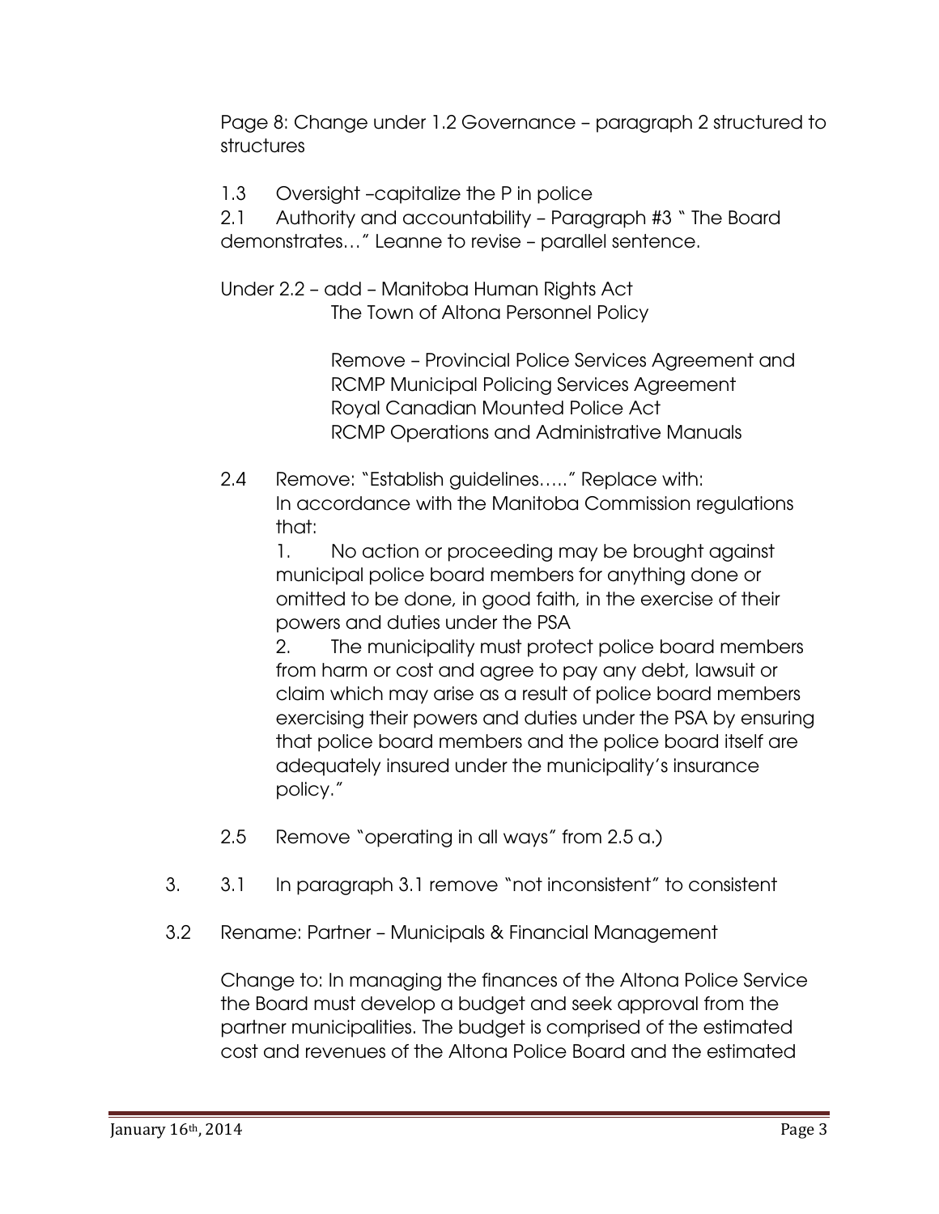Page 8: Change under 1.2 Governance – paragraph 2 structured to structures

1.3 Oversight –capitalize the P in police

2.1 Authority and accountability – Paragraph #3 " The Board demonstrates…" Leanne to revise – parallel sentence.

Under 2.2 – add – Manitoba Human Rights Act
The Town of Altona Personnel Policy

Remove – Provincial Police Services Agreement and RCMP Municipal Policing Services Agreement
Royal Canadian Mounted Police Act
RCMP Operations and Administrative Manuals

2.4 Remove: "Establish guidelines….." Replace with: In accordance with the Manitoba Commission regulations that:

1. No action or proceeding may be brought against municipal police board members for anything done or omitted to be done, in good faith, in the exercise of their powers and duties under the PSA
2. The municipality must protect police board members from harm or cost and agree to pay any debt, lawsuit or claim which may arise as a result of police board members exercising their powers and duties under the PSA by ensuring that police board members and the police board itself are adequately insured under the municipality's insurance policy."

2.5 Remove "operating in all ways" from 2.5 a.)

3. 3.1 In paragraph 3.1 remove "not inconsistent" to consistent

3.2 Rename: Partner – Municipals & Financial Management

Change to: In managing the finances of the Altona Police Service the Board must develop a budget and seek approval from the partner municipalities. The budget is comprised of the estimated cost and revenues of the Altona Police Board and the estimated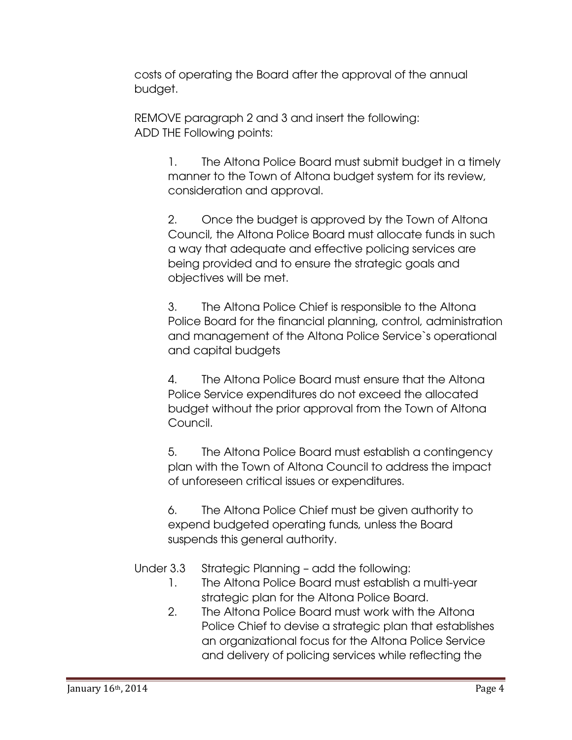costs of operating the Board after the approval of the annual budget.

REMOVE paragraph 2 and 3 and insert the following:
ADD THE Following points:

1. The Altona Police Board must submit budget in a timely manner to the Town of Altona budget system for its review, consideration and approval.

2. Once the budget is approved by the Town of Altona Council, the Altona Police Board must allocate funds in such a way that adequate and effective policing services are being provided and to ensure the strategic goals and objectives will be met.

3. The Altona Police Chief is responsible to the Altona Police Board for the financial planning, control, administration and management of the Altona Police Service`s operational and capital budgets

4. The Altona Police Board must ensure that the Altona Police Service expenditures do not exceed the allocated budget without the prior approval from the Town of Altona Council.

5. The Altona Police Board must establish a contingency plan with the Town of Altona Council to address the impact of unforeseen critical issues or expenditures.

6. The Altona Police Chief must be given authority to expend budgeted operating funds, unless the Board suspends this general authority.

Under 3.3 Strategic Planning – add the following:

1. The Altona Police Board must establish a multi-year strategic plan for the Altona Police Board.
2. The Altona Police Board must work with the Altona Police Chief to devise a strategic plan that establishes an organizational focus for the Altona Police Service and delivery of policing services while reflecting the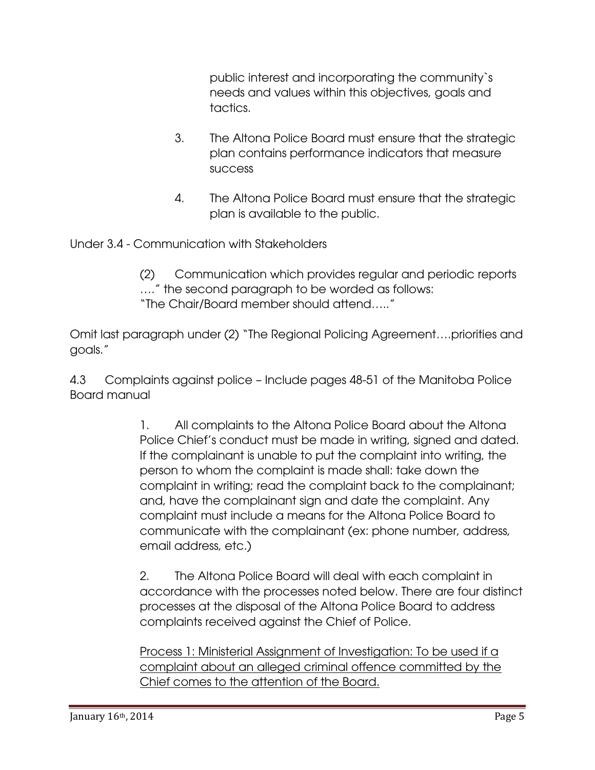public interest and incorporating the community`s needs and values within this objectives, goals and tactics.

3. The Altona Police Board must ensure that the strategic plan contains performance indicators that measure success

4. The Altona Police Board must ensure that the strategic plan is available to the public.

Under 3.4 - Communication with Stakeholders

(2) Communication which provides regular and periodic reports …." the second paragraph to be worded as follows: "The Chair/Board member should attend….."

Omit last paragraph under (2) "The Regional Policing Agreement….priorities and goals."

4.3 Complaints against police – Include pages 48-51 of the Manitoba Police Board manual

1. All complaints to the Altona Police Board about the Altona Police Chief's conduct must be made in writing, signed and dated. If the complainant is unable to put the complaint into writing, the person to whom the complaint is made shall: take down the complaint in writing; read the complaint back to the complainant; and, have the complainant sign and date the complaint. Any complaint must include a means for the Altona Police Board to communicate with the complainant (ex: phone number, address, email address, etc.)

2. The Altona Police Board will deal with each complaint in accordance with the processes noted below. There are four distinct processes at the disposal of the Altona Police Board to address complaints received against the Chief of Police.

<u>Process 1: Ministerial Assignment of Investigation: To be used if a complaint about an alleged criminal offence committed by the Chief comes to the attention of the Board.</u>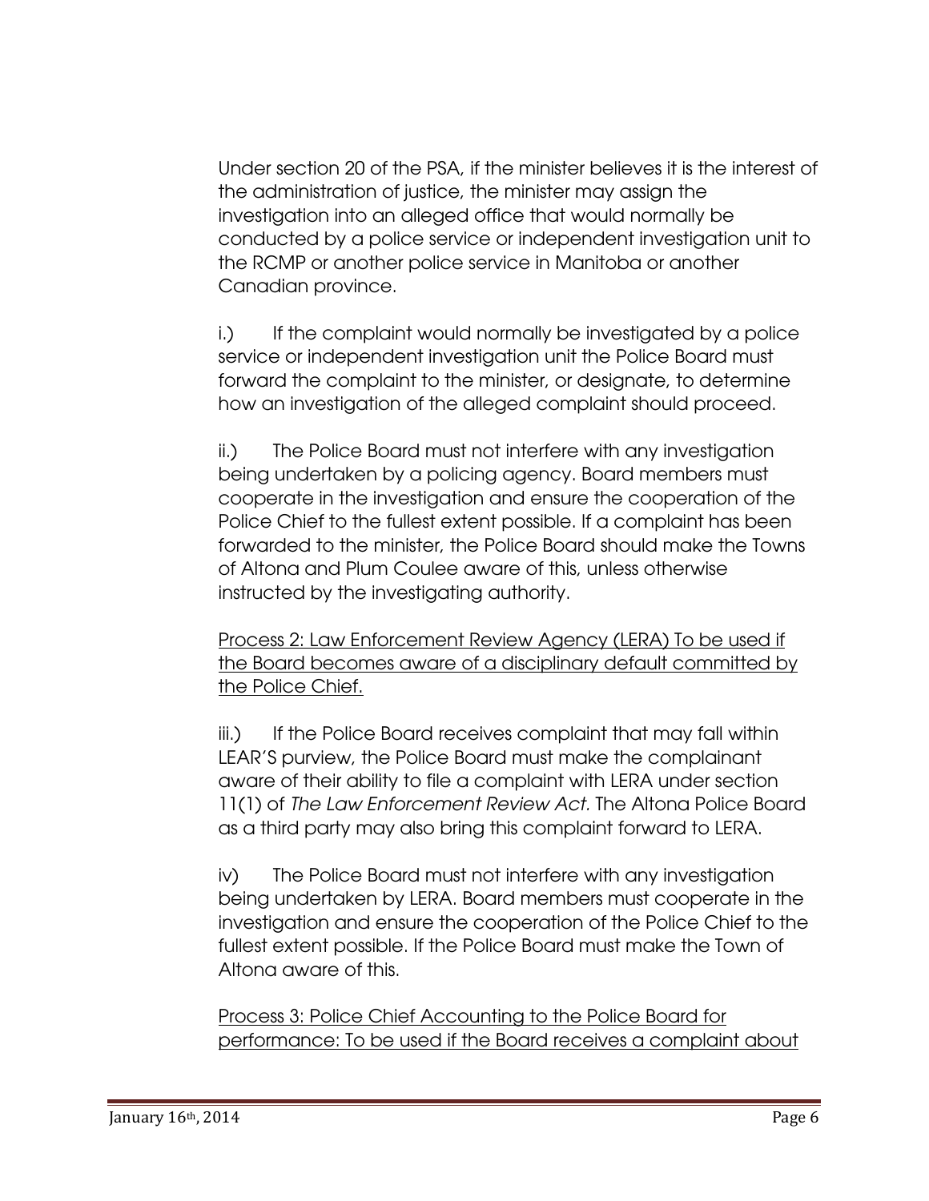Under section 20 of the PSA, if the minister believes it is the interest of the administration of justice, the minister may assign the investigation into an alleged office that would normally be conducted by a police service or independent investigation unit to the RCMP or another police service in Manitoba or another Canadian province.

i.) If the complaint would normally be investigated by a police service or independent investigation unit the Police Board must forward the complaint to the minister, or designate, to determine how an investigation of the alleged complaint should proceed.

ii.) The Police Board must not interfere with any investigation being undertaken by a policing agency. Board members must cooperate in the investigation and ensure the cooperation of the Police Chief to the fullest extent possible. If a complaint has been forwarded to the minister, the Police Board should make the Towns of Altona and Plum Coulee aware of this, unless otherwise instructed by the investigating authority.

<u>Process 2: Law Enforcement Review Agency (LERA) To be used if the Board becomes aware of a disciplinary default committed by the Police Chief.</u>

iii.) If the Police Board receives complaint that may fall within LEAR'S purview, the Police Board must make the complainant aware of their ability to file a complaint with LERA under section 11(1) of *The Law Enforcement Review Act.* The Altona Police Board as a third party may also bring this complaint forward to LERA.

iv) The Police Board must not interfere with any investigation being undertaken by LERA. Board members must cooperate in the investigation and ensure the cooperation of the Police Chief to the fullest extent possible. If the Police Board must make the Town of Altona aware of this.

<u>Process 3: Police Chief Accounting to the Police Board for performance: To be used if the Board receives a complaint about</u>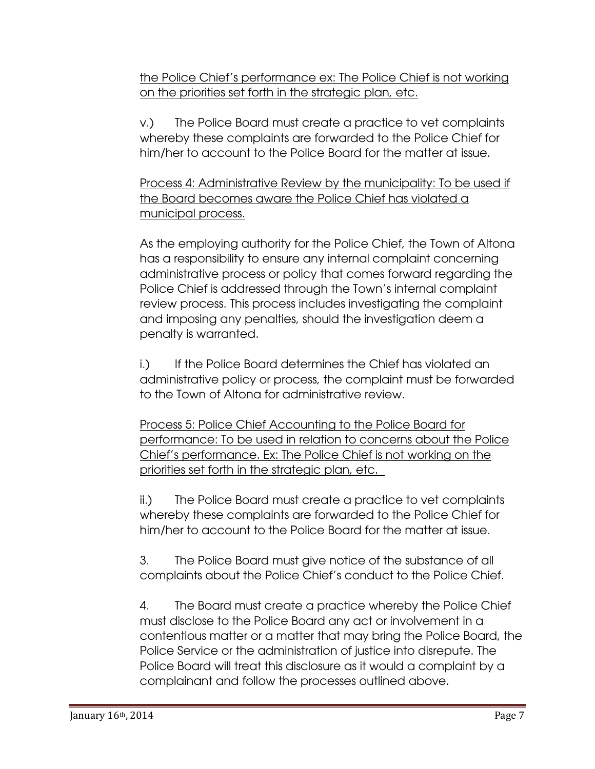the Police Chief's performance ex: The Police Chief is not working on the priorities set forth in the strategic plan, etc.

v.) The Police Board must create a practice to vet complaints whereby these complaints are forwarded to the Police Chief for him/her to account to the Police Board for the matter at issue.

Process 4: Administrative Review by the municipality: To be used if the Board becomes aware the Police Chief has violated a municipal process.

As the employing authority for the Police Chief, the Town of Altona has a responsibility to ensure any internal complaint concerning administrative process or policy that comes forward regarding the Police Chief is addressed through the Town's internal complaint review process. This process includes investigating the complaint and imposing any penalties, should the investigation deem a penalty is warranted.

i.) If the Police Board determines the Chief has violated an administrative policy or process, the complaint must be forwarded to the Town of Altona for administrative review.

Process 5: Police Chief Accounting to the Police Board for performance: To be used in relation to concerns about the Police Chief's performance. Ex: The Police Chief is not working on the priorities set forth in the strategic plan, etc.

ii.) The Police Board must create a practice to vet complaints whereby these complaints are forwarded to the Police Chief for him/her to account to the Police Board for the matter at issue.

3. The Police Board must give notice of the substance of all complaints about the Police Chief's conduct to the Police Chief.

4. The Board must create a practice whereby the Police Chief must disclose to the Police Board any act or involvement in a contentious matter or a matter that may bring the Police Board, the Police Service or the administration of justice into disrepute. The Police Board will treat this disclosure as it would a complaint by a complainant and follow the processes outlined above.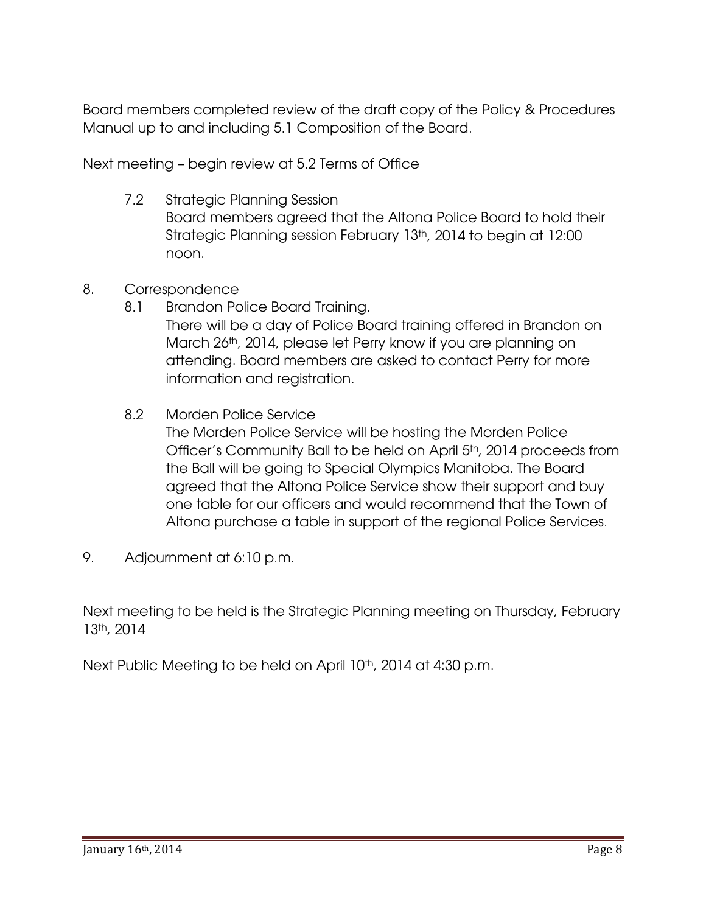Board members completed review of the draft copy of the Policy & Procedures Manual up to and including 5.1 Composition of the Board.

Next meeting – begin review at 5.2 Terms of Office

7.2 Strategic Planning Session
Board members agreed that the Altona Police Board to hold their Strategic Planning session February 13th, 2014 to begin at 12:00 noon.

8. Correspondence

8.1 Brandon Police Board Training.
There will be a day of Police Board training offered in Brandon on March 26th, 2014, please let Perry know if you are planning on attending. Board members are asked to contact Perry for more information and registration.

8.2 Morden Police Service
The Morden Police Service will be hosting the Morden Police Officer's Community Ball to be held on April 5th, 2014 proceeds from the Ball will be going to Special Olympics Manitoba. The Board agreed that the Altona Police Service show their support and buy one table for our officers and would recommend that the Town of Altona purchase a table in support of the regional Police Services.

9. Adjournment at 6:10 p.m.

Next meeting to be held is the Strategic Planning meeting on Thursday, February 13th, 2014

Next Public Meeting to be held on April 10th, 2014 at 4:30 p.m.